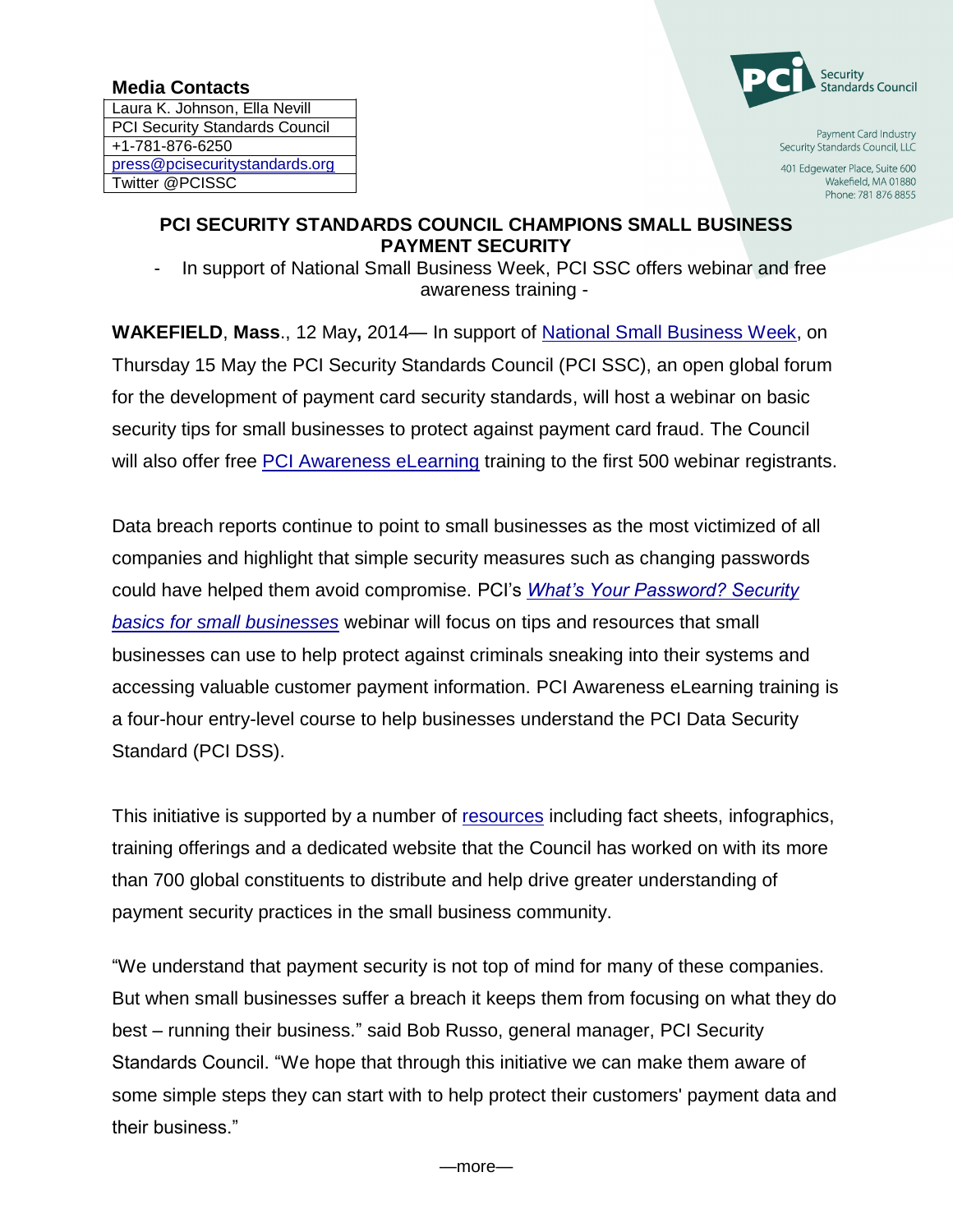**Media Contacts**

| Laura K. Johnson, Ella Nevill |
|---|
| PCI Security Standards Council |
| +1-781-876-6250 |
| press@pcisecuritystandards.org |
| Twitter @PCISSC |

PCI Security Standards Council

Payment Card Industry Security Standards Council, LLC
401 Edgewater Place, Suite 600
Wakefield, MA 01880
Phone: 781 876 8855

# PCI SECURITY STANDARDS COUNCIL CHAMPIONS SMALL BUSINESS PAYMENT SECURITY

\- In support of National Small Business Week, PCI SSC offers webinar and free awareness training -

**WAKEFIELD**, **Mass**., 12 May**,** 2014— In support of National Small Business Week, on Thursday 15 May the PCI Security Standards Council (PCI SSC), an open global forum for the development of payment card security standards, will host a webinar on basic security tips for small businesses to protect against payment card fraud. The Council will also offer free PCI Awareness eLearning training to the first 500 webinar registrants.

Data breach reports continue to point to small businesses as the most victimized of all companies and highlight that simple security measures such as changing passwords could have helped them avoid compromise. PCI's *What's Your Password? Security basics for small businesses* webinar will focus on tips and resources that small businesses can use to help protect against criminals sneaking into their systems and accessing valuable customer payment information. PCI Awareness eLearning training is a four-hour entry-level course to help businesses understand the PCI Data Security Standard (PCI DSS).

This initiative is supported by a number of resources including fact sheets, infographics, training offerings and a dedicated website that the Council has worked on with its more than 700 global constituents to distribute and help drive greater understanding of payment security practices in the small business community.

"We understand that payment security is not top of mind for many of these companies. But when small businesses suffer a breach it keeps them from focusing on what they do best – running their business." said Bob Russo, general manager, PCI Security Standards Council. "We hope that through this initiative we can make them aware of some simple steps they can start with to help protect their customers' payment data and their business."

—more—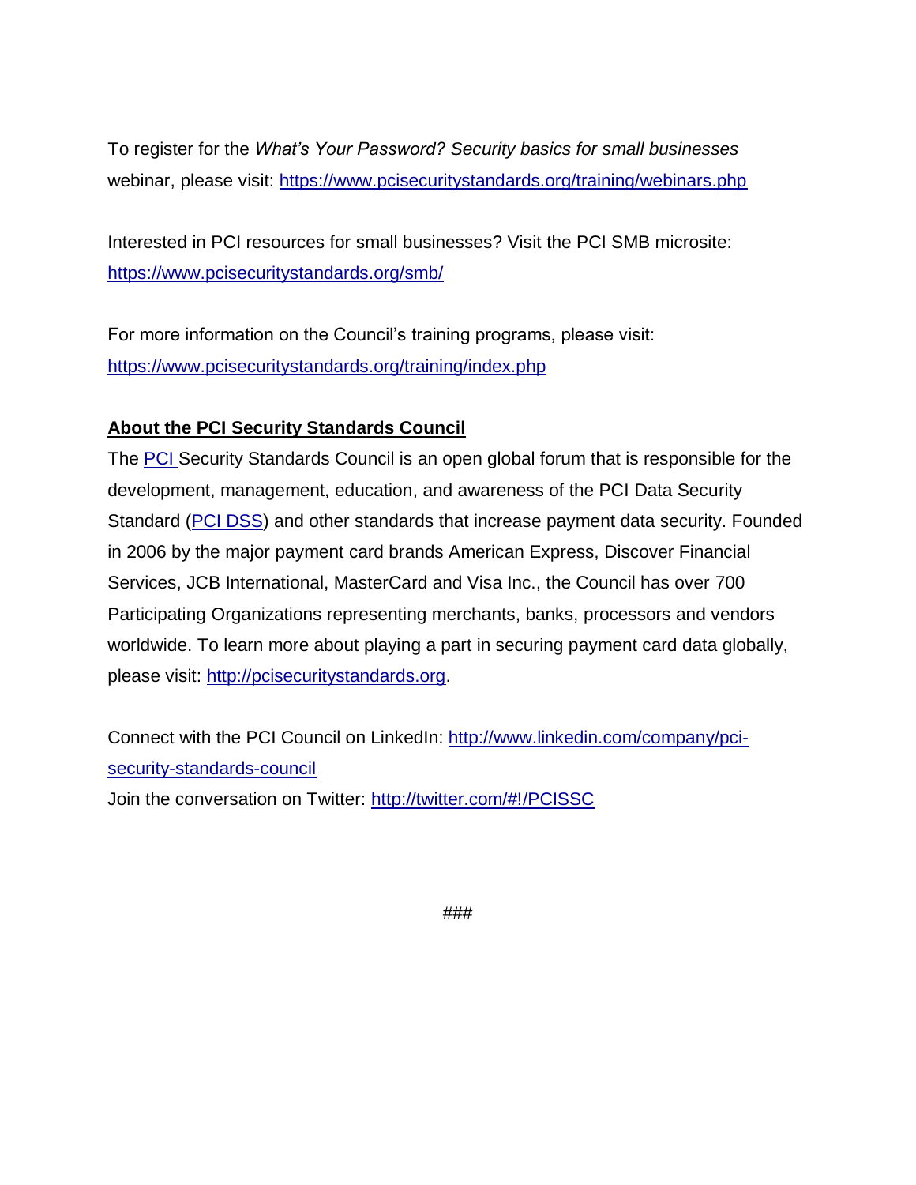To register for the *What's Your Password? Security basics for small businesses* webinar, please visit: [https://www.pcisecuritystandards.org/training/webinars.php](https://www.pcisecuritystandards.org/training/webinars.php)

Interested in PCI resources for small businesses? Visit the PCI SMB microsite: [https://www.pcisecuritystandards.org/smb/](https://www.pcisecuritystandards.org/smb/)

For more information on the Council's training programs, please visit: [https://www.pcisecuritystandards.org/training/index.php](https://www.pcisecuritystandards.org/training/index.php)

**About the PCI Security Standards Council**

The PCI Security Standards Council is an open global forum that is responsible for the development, management, education, and awareness of the PCI Data Security Standard (PCI DSS) and other standards that increase payment data security. Founded in 2006 by the major payment card brands American Express, Discover Financial Services, JCB International, MasterCard and Visa Inc., the Council has over 700 Participating Organizations representing merchants, banks, processors and vendors worldwide. To learn more about playing a part in securing payment card data globally, please visit: [http://pcisecuritystandards.org](http://pcisecuritystandards.org).

Connect with the PCI Council on LinkedIn: [http://www.linkedin.com/company/pci-security-standards-council](http://www.linkedin.com/company/pci-security-standards-council)
Join the conversation on Twitter: [http://twitter.com/#!/PCISSC](http://twitter.com/#!/PCISSC)

###